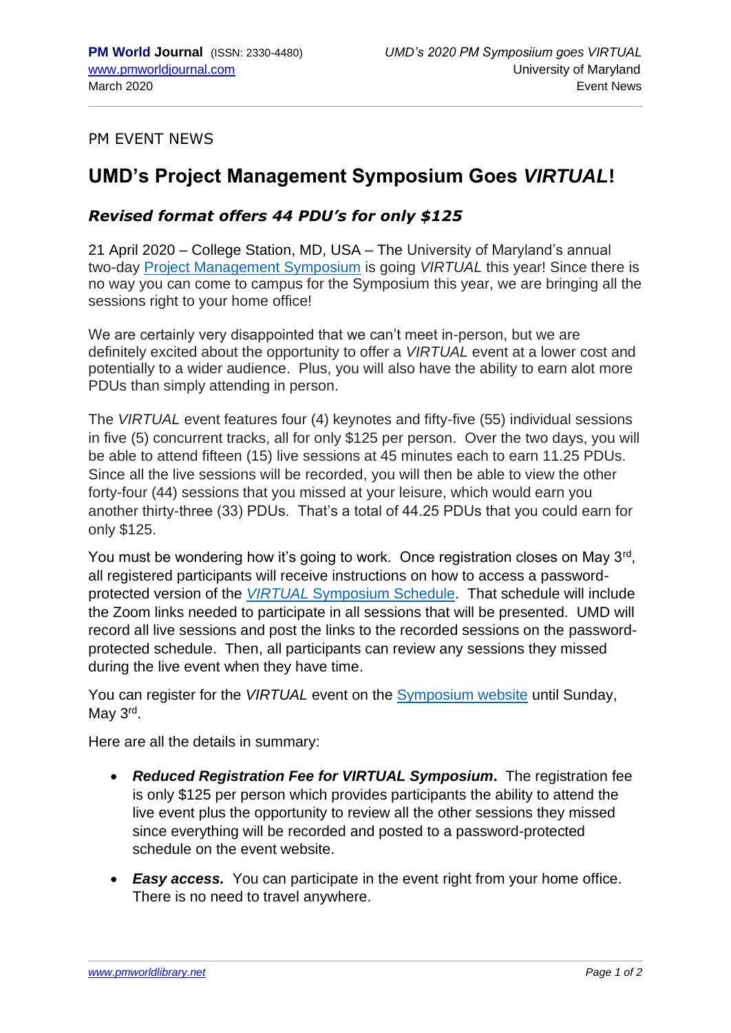PM EVENT NEWS

# UMD's Project Management Symposium Goes *VIRTUAL*!

## *Revised format offers 44 PDU's for only $125*

21 April 2020 – College Station, MD, USA – The University of Maryland's annual two-day Project Management Symposium is going *VIRTUAL* this year! Since there is no way you can come to campus for the Symposium this year, we are bringing all the sessions right to your home office!

We are certainly very disappointed that we can't meet in-person, but we are definitely excited about the opportunity to offer a *VIRTUAL* event at a lower cost and potentially to a wider audience. Plus, you will also have the ability to earn alot more PDUs than simply attending in person.

The *VIRTUAL* event features four (4) keynotes and fifty-five (55) individual sessions in five (5) concurrent tracks, all for only $125 per person. Over the two days, you will be able to attend fifteen (15) live sessions at 45 minutes each to earn 11.25 PDUs. Since all the live sessions will be recorded, you will then be able to view the other forty-four (44) sessions that you missed at your leisure, which would earn you another thirty-three (33) PDUs. That's a total of 44.25 PDUs that you could earn for only $125.

You must be wondering how it's going to work. Once registration closes on May 3rd, all registered participants will receive instructions on how to access a password-protected version of the *VIRTUAL* Symposium Schedule. That schedule will include the Zoom links needed to participate in all sessions that will be presented. UMD will record all live sessions and post the links to the recorded sessions on the password-protected schedule. Then, all participants can review any sessions they missed during the live event when they have time.

You can register for the *VIRTUAL* event on the Symposium website until Sunday, May 3rd.

Here are all the details in summary:

- ***Reduced Registration Fee for VIRTUAL Symposium*.** The registration fee is only $125 per person which provides participants the ability to attend the live event plus the opportunity to review all the other sessions they missed since everything will be recorded and posted to a password-protected schedule on the event website.

- ***Easy access.*** You can participate in the event right from your home office. There is no need to travel anywhere.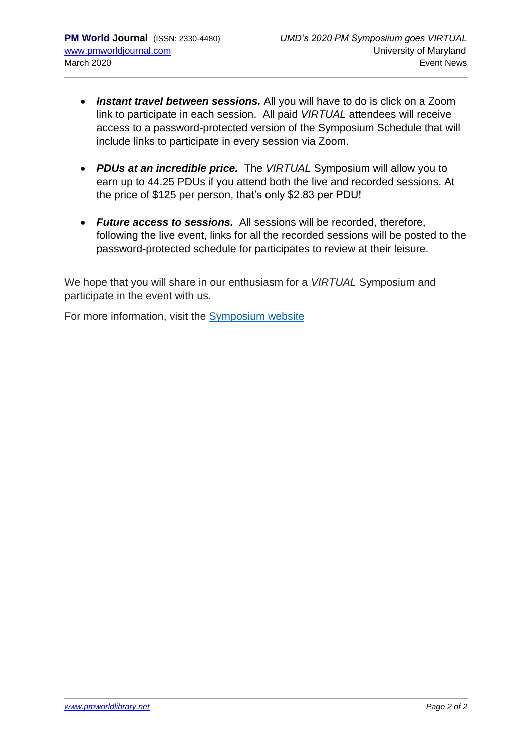- ***Instant travel between sessions.*** All you will have to do is click on a Zoom link to participate in each session. All paid *VIRTUAL* attendees will receive access to a password-protected version of the Symposium Schedule that will include links to participate in every session via Zoom.

- ***PDUs at an incredible price.*** The *VIRTUAL* Symposium will allow you to earn up to 44.25 PDUs if you attend both the live and recorded sessions. At the price of $125 per person, that's only $2.83 per PDU!

- ***Future access to sessions.*** All sessions will be recorded, therefore, following the live event, links for all the recorded sessions will be posted to the password-protected schedule for participates to review at their leisure.

We hope that you will share in our enthusiasm for a *VIRTUAL* Symposium and participate in the event with us.

For more information, visit the Symposium website